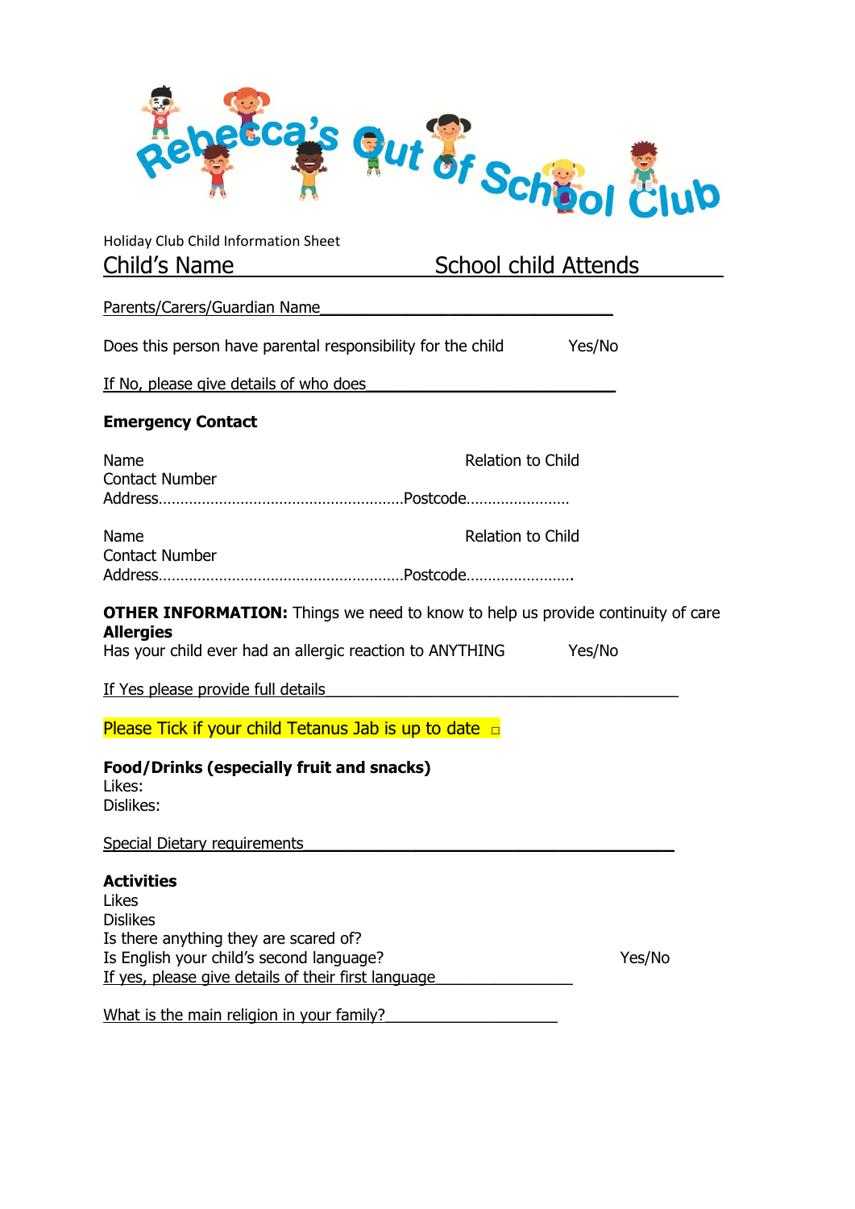# Rebecca's Out of School Club

Holiday Club Child Information Sheet

Child's Name ______________________ School child Attends ______________

Parents/Carers/Guardian Name________________________________

Does this person have parental responsibility for the child Yes/No

If No, please give details of who does ___________________________

**Emergency Contact**

Name Relation to Child
Contact Number
Address………………………………………………….Postcode……………………

Name Relation to Child
Contact Number
Address………………………………………………….Postcode…………………….

**OTHER INFORMATION:** Things we need to know to help us provide continuity of care
**Allergies**
Has your child ever had an allergic reaction to ANYTHING Yes/No

If Yes please provide full details_____________________________________

Please Tick if your child Tetanus Jab is up to date ☐

**Food/Drinks (especially fruit and snacks)**
Likes:
Dislikes:

Special Dietary requirements_________________________________________

**Activities**
Likes
Dislikes
Is there anything they are scared of?
Is English your child's second language? Yes/No
If yes, please give details of their first language________________

What is the main religion in your family?____________________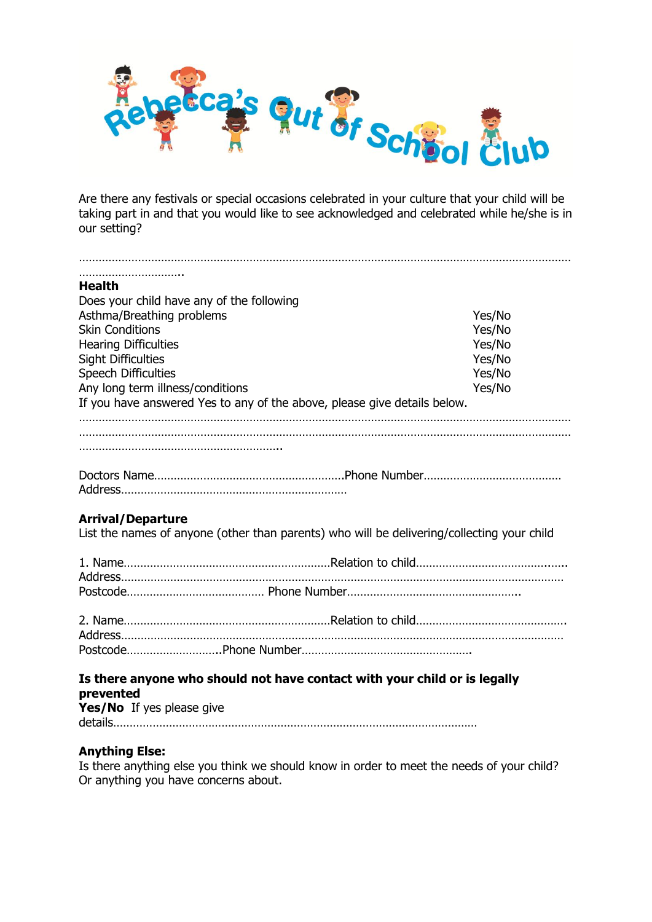# Rebecca's Out of School Club

Are there any festivals or special occasions celebrated in your culture that your child will be taking part in and that you would like to see acknowledged and celebrated while he/she is in our setting?

…………………………………………………………………………………………………………………………………………
…………………………..

**Health**

Does your child have any of the following

| | |
|---|---|
| Asthma/Breathing problems | Yes/No |
| Skin Conditions | Yes/No |
| Hearing Difficulties | Yes/No |
| Sight Difficulties | Yes/No |
| Speech Difficulties | Yes/No |
| Any long term illness/conditions | Yes/No |

If you have answered Yes to any of the above, please give details below.

…………………………………………………………………………………………………………………………………………
…………………………………………………………………………………………………………………………………………
……………………………………………………..

Doctors Name…………………………………………………Phone Number……………………………………
Address……………………………………………………………

**Arrival/Departure**

List the names of anyone (other than parents) who will be delivering/collecting your child

1. Name……………………………………………………Relation to child………………………………………..
Address……………………………………………………………………………………………………………………
Postcode………………………………… Phone Number…………………………………………….

2. Name……………………………………………………Relation to child……………………………………….
Address……………………………………………………………………………………………………………………
Postcode……………………….Phone Number…………………………………………….

**Is there anyone who should not have contact with your child or is legally prevented**

**Yes/No** If yes please give details…………………………………………………………………………………………

**Anything Else:**

Is there anything else you think we should know in order to meet the needs of your child? Or anything you have concerns about.